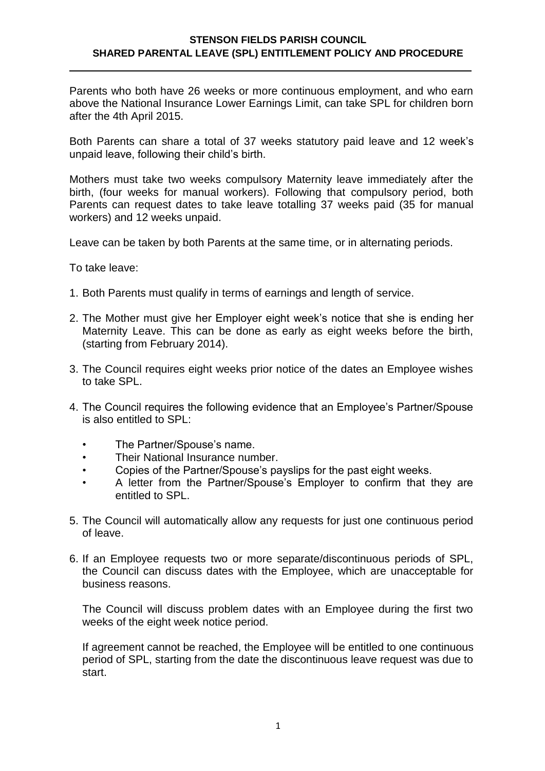# STENSON FIELDS PARISH COUNCIL
## SHARED PARENTAL LEAVE (SPL) ENTITLEMENT POLICY AND PROCEDURE

Parents who both have 26 weeks or more continuous employment, and who earn above the National Insurance Lower Earnings Limit, can take SPL for children born after the 4th April 2015.

Both Parents can share a total of 37 weeks statutory paid leave and 12 week's unpaid leave, following their child's birth.

Mothers must take two weeks compulsory Maternity leave immediately after the birth, (four weeks for manual workers). Following that compulsory period, both Parents can request dates to take leave totalling 37 weeks paid (35 for manual workers) and 12 weeks unpaid.

Leave can be taken by both Parents at the same time, or in alternating periods.

To take leave:

1. Both Parents must qualify in terms of earnings and length of service.

2. The Mother must give her Employer eight week's notice that she is ending her Maternity Leave. This can be done as early as eight weeks before the birth, (starting from February 2014).

3. The Council requires eight weeks prior notice of the dates an Employee wishes to take SPL.

4. The Council requires the following evidence that an Employee's Partner/Spouse is also entitled to SPL:

   - The Partner/Spouse's name.
   - Their National Insurance number.
   - Copies of the Partner/Spouse's payslips for the past eight weeks.
   - A letter from the Partner/Spouse's Employer to confirm that they are entitled to SPL.

5. The Council will automatically allow any requests for just one continuous period of leave.

6. If an Employee requests two or more separate/discontinuous periods of SPL, the Council can discuss dates with the Employee, which are unacceptable for business reasons.

   The Council will discuss problem dates with an Employee during the first two weeks of the eight week notice period.

   If agreement cannot be reached, the Employee will be entitled to one continuous period of SPL, starting from the date the discontinuous leave request was due to start.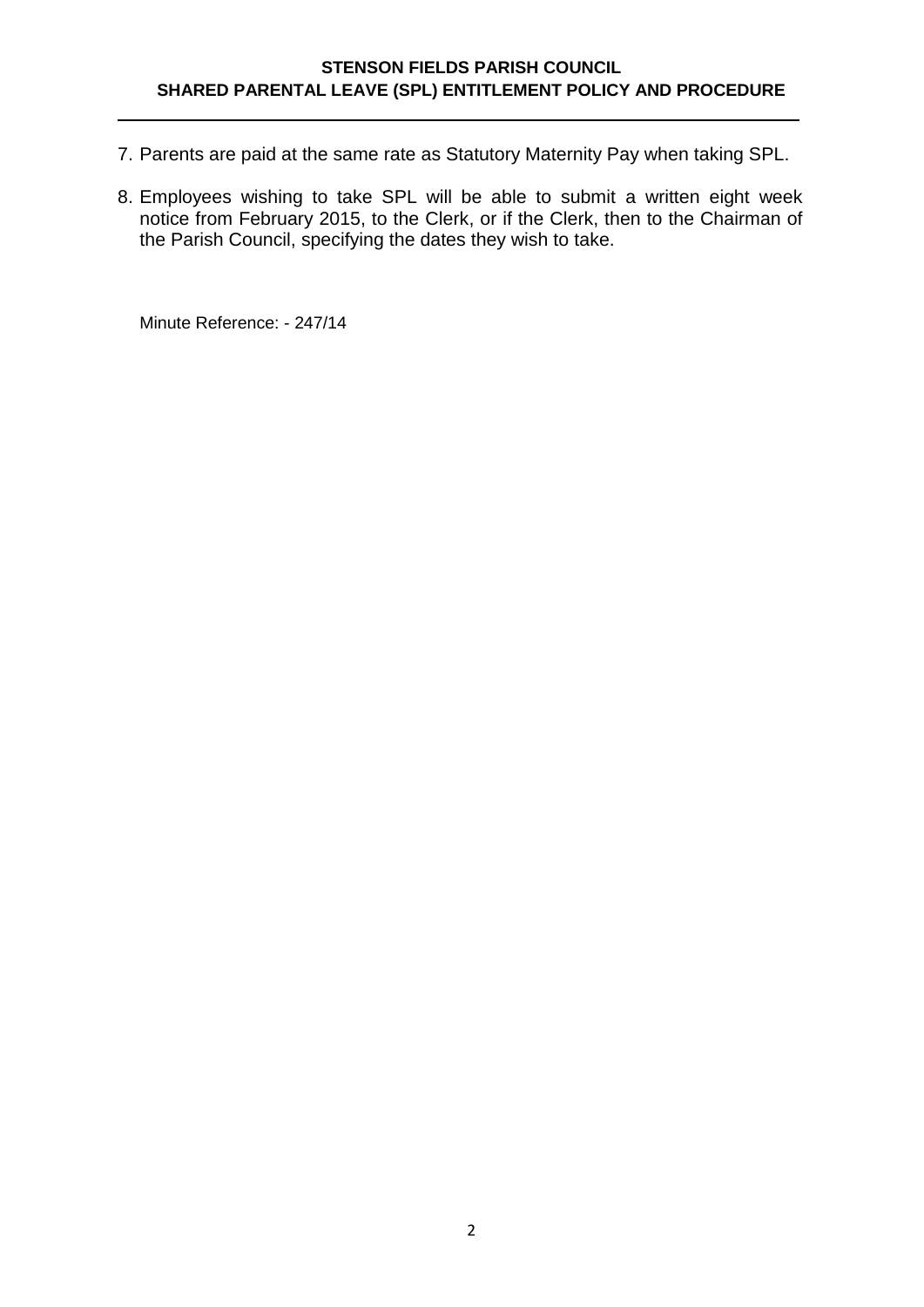7. Parents are paid at the same rate as Statutory Maternity Pay when taking SPL.

8. Employees wishing to take SPL will be able to submit a written eight week notice from February 2015, to the Clerk, or if the Clerk, then to the Chairman of the Parish Council, specifying the dates they wish to take.

Minute Reference: - 247/14